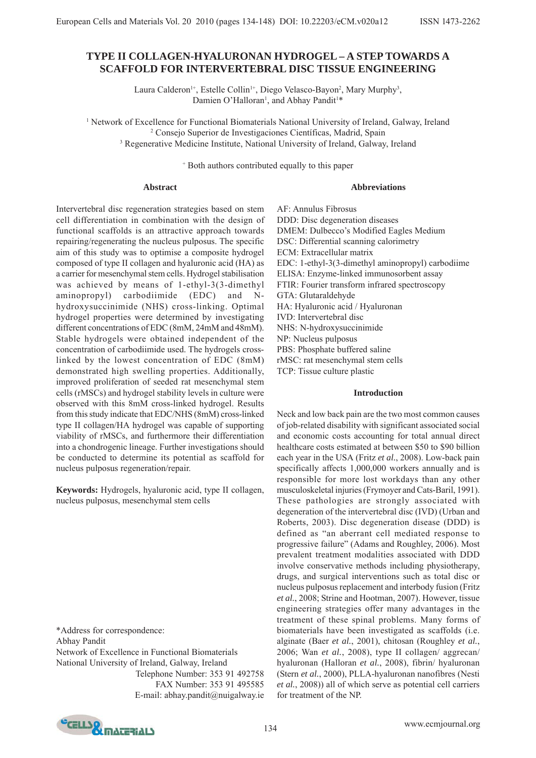# TYPE II COLLAGEN-HYALURONAN HYDROGEL – A STEP TOWARDS A SCAFFOLD FOR INTERVERTEBRAL DISC TISSUE ENGINEERING

Laura Calderon[1+], Estelle Collin[1+], Diego Velasco-Bayon[2], Mary Murphy[3], Damien O'Halloran[1], and Abhay Pandit[1]*

[1] Network of Excellence for Functional Biomaterials National University of Ireland, Galway, Ireland
[2] Consejo Superior de Investigaciones Científicas, Madrid, Spain
[3] Regenerative Medicine Institute, National University of Ireland, Galway, Ireland

[+] Both authors contributed equally to this paper

## Abstract

Intervertebral disc regeneration strategies based on stem cell differentiation in combination with the design of functional scaffolds is an attractive approach towards repairing/regenerating the nucleus pulposus. The specific aim of this study was to optimise a composite hydrogel composed of type II collagen and hyaluronic acid (HA) as a carrier for mesenchymal stem cells. Hydrogel stabilisation was achieved by means of 1-ethyl-3(3-dimethyl aminopropyl) carbodiimide (EDC) and N-hydroxysuccinimide (NHS) cross-linking. Optimal hydrogel properties were determined by investigating different concentrations of EDC (8mM, 24mM and 48mM). Stable hydrogels were obtained independent of the concentration of carbodiimide used. The hydrogels cross-linked by the lowest concentration of EDC (8mM) demonstrated high swelling properties. Additionally, improved proliferation of seeded rat mesenchymal stem cells (rMSCs) and hydrogel stability levels in culture were observed with this 8mM cross-linked hydrogel. Results from this study indicate that EDC/NHS (8mM) cross-linked type II collagen/HA hydrogel was capable of supporting viability of rMSCs, and furthermore their differentiation into a chondrogenic lineage. Further investigations should be conducted to determine its potential as scaffold for nucleus pulposus regeneration/repair.

**Keywords:** Hydrogels, hyaluronic acid, type II collagen, nucleus pulposus, mesenchymal stem cells

*Address for correspondence:
Abhay Pandit
Network of Excellence in Functional Biomaterials
National University of Ireland, Galway, Ireland
Telephone Number: 353 91 492758
FAX Number: 353 91 495585
E-mail: abhay.pandit@nuigalway.ie

## Abbreviations

AF: Annulus Fibrosus
DDD: Disc degeneration diseases
DMEM: Dulbecco's Modified Eagles Medium
DSC: Differential scanning calorimetry
ECM: Extracellular matrix
EDC: 1-ethyl-3(3-dimethyl aminopropyl) carbodiimide
ELISA: Enzyme-linked immunosorbent assay
FTIR: Fourier transform infrared spectroscopy
GTA: Glutaraldehyde
HA: Hyaluronic acid / Hyaluronan
IVD: Intervertebral disc
NHS: N-hydroxysuccinimide
NP: Nucleus pulposus
PBS: Phosphate buffered saline
rMSC: rat mesenchymal stem cells
TCP: Tissue culture plastic

## Introduction

Neck and low back pain are the two most common causes of job-related disability with significant associated social and economic costs accounting for total annual direct healthcare costs estimated at between \$50 to \$90 billion each year in the USA (Fritz *et al.*, 2008). Low-back pain specifically affects 1,000,000 workers annually and is responsible for more lost workdays than any other musculoskeletal injuries (Frymoyer and Cats-Baril, 1991). These pathologies are strongly associated with degeneration of the intervertebral disc (IVD) (Urban and Roberts, 2003). Disc degeneration disease (DDD) is defined as "an aberrant cell mediated response to progressive failure" (Adams and Roughley, 2006). Most prevalent treatment modalities associated with DDD involve conservative methods including physiotherapy, drugs, and surgical interventions such as total disc or nucleus pulposus replacement and interbody fusion (Fritz *et al.*, 2008; Strine and Hootman, 2007). However, tissue engineering strategies offer many advantages in the treatment of these spinal problems. Many forms of biomaterials have been investigated as scaffolds (i.e. alginate (Baer *et al.*, 2001), chitosan (Roughley *et al.*, 2006; Wan *et al.*, 2008), type II collagen/ aggrecan/ hyaluronan (Halloran *et al.*, 2008), fibrin/ hyaluronan (Stern *et al.*, 2000), PLLA-hyaluronan nanofibres (Nesti *et al.*, 2008)) all of which serve as potential cell carriers for treatment of the NP.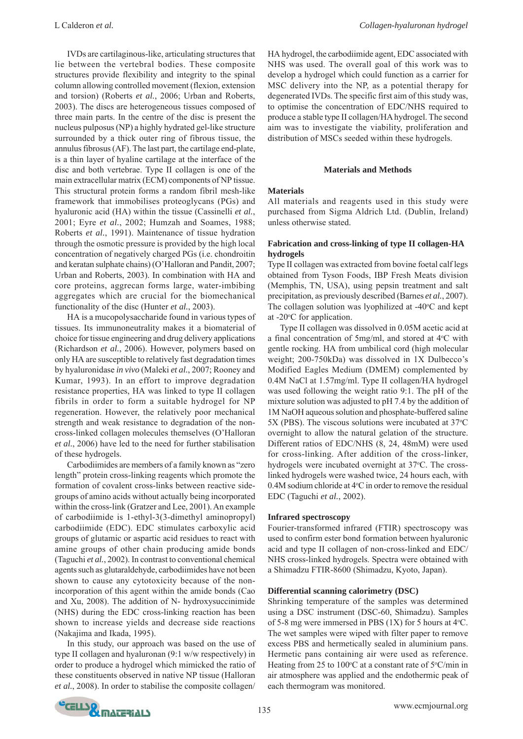IVDs are cartilaginous-like, articulating structures that lie between the vertebral bodies. These composite structures provide flexibility and integrity to the spinal column allowing controlled movement (flexion, extension and torsion) (Roberts *et al.*, 2006; Urban and Roberts, 2003). The discs are heterogeneous tissues composed of three main parts. In the centre of the disc is present the nucleus pulposus (NP) a highly hydrated gel-like structure surrounded by a thick outer ring of fibrous tissue, the annulus fibrosus (AF). The last part, the cartilage end-plate, is a thin layer of hyaline cartilage at the interface of the disc and both vertebrae. Type II collagen is one of the main extracellular matrix (ECM) components of NP tissue. This structural protein forms a random fibril mesh-like framework that immobilises proteoglycans (PGs) and hyaluronic acid (HA) within the tissue (Cassinelli *et al.*, 2001; Eyre *et al.*, 2002; Humzah and Soames, 1988; Roberts *et al.*, 1991). Maintenance of tissue hydration through the osmotic pressure is provided by the high local concentration of negatively charged PGs (i.e. chondroitin and keratan sulphate chains) (O'Halloran and Pandit, 2007; Urban and Roberts, 2003). In combination with HA and core proteins, aggrecan forms large, water-imbibing aggregates which are crucial for the biomechanical functionality of the disc (Hunter *et al.*, 2003).

HA is a mucopolysaccharide found in various types of tissues. Its immunoneutrality makes it a biomaterial of choice for tissue engineering and drug delivery applications (Richardson *et al.*, 2006). However, polymers based on only HA are susceptible to relatively fast degradation times by hyaluronidase *in vivo* (Maleki *et al.*, 2007; Rooney and Kumar, 1993). In an effort to improve degradation resistance properties, HA was linked to type II collagen fibrils in order to form a suitable hydrogel for NP regeneration. However, the relatively poor mechanical strength and weak resistance to degradation of the non-cross-linked collagen molecules themselves (O'Halloran *et al.*, 2006) have led to the need for further stabilisation of these hydrogels.

Carbodiimides are members of a family known as "zero length" protein cross-linking reagents which promote the formation of covalent cross-links between reactive side-groups of amino acids without actually being incorporated within the cross-link (Gratzer and Lee, 2001). An example of carbodiimide is 1-ethyl-3(3-dimethyl aminopropyl) carbodiimide (EDC). EDC stimulates carboxylic acid groups of glutamic or aspartic acid residues to react with amine groups of other chain producing amide bonds (Taguchi *et al.*, 2002). In contrast to conventional chemical agents such as glutaraldehyde, carbodiimides have not been shown to cause any cytotoxicity because of the non-incorporation of this agent within the amide bonds (Cao and Xu, 2008). The addition of N- hydroxysuccinimide (NHS) during the EDC cross-linking reaction has been shown to increase yields and decrease side reactions (Nakajima and Ikada, 1995).

In this study, our approach was based on the use of type II collagen and hyaluronan (9:1 w/w respectively) in order to produce a hydrogel which mimicked the ratio of these constituents observed in native NP tissue (Halloran *et al.*, 2008). In order to stabilise the composite collagen/HA hydrogel, the carbodiimide agent, EDC associated with NHS was used. The overall goal of this work was to develop a hydrogel which could function as a carrier for MSC delivery into the NP, as a potential therapy for degenerated IVDs. The specific first aim of this study was, to optimise the concentration of EDC/NHS required to produce a stable type II collagen/HA hydrogel. The second aim was to investigate the viability, proliferation and distribution of MSCs seeded within these hydrogels.

## Materials and Methods

### Materials

All materials and reagents used in this study were purchased from Sigma Aldrich Ltd. (Dublin, Ireland) unless otherwise stated.

### Fabrication and cross-linking of type II collagen-HA hydrogels

Type II collagen was extracted from bovine foetal calf legs obtained from Tyson Foods, IBP Fresh Meats division (Memphis, TN, USA), using pepsin treatment and salt precipitation, as previously described (Barnes *et al.*, 2007). The collagen solution was lyophilized at -40°C and kept at -20°C for application.

Type II collagen was dissolved in 0.05M acetic acid at a final concentration of 5mg/ml, and stored at 4°C with gentle rocking. HA from umbilical cord (high molecular weight; 200-750kDa) was dissolved in 1X Dulbecco's Modified Eagles Medium (DMEM) complemented by 0.4M NaCl at 1.57mg/ml. Type II collagen/HA hydrogel was used following the weight ratio 9:1. The pH of the mixture solution was adjusted to pH 7.4 by the addition of 1M NaOH aqueous solution and phosphate-buffered saline 5X (PBS). The viscous solutions were incubated at 37°C overnight to allow the natural gelation of the structure. Different ratios of EDC/NHS (8, 24, 48mM) were used for cross-linking. After addition of the cross-linker, hydrogels were incubated overnight at 37°C. The cross-linked hydrogels were washed twice, 24 hours each, with 0.4M sodium chloride at 4°C in order to remove the residual EDC (Taguchi *et al.*, 2002).

### Infrared spectroscopy

Fourier-transformed infrared (FTIR) spectroscopy was used to confirm ester bond formation between hyaluronic acid and type II collagen of non-cross-linked and EDC/NHS cross-linked hydrogels. Spectra were obtained with a Shimadzu FTIR-8600 (Shimadzu, Kyoto, Japan).

### Differential scanning calorimetry (DSC)

Shrinking temperature of the samples was determined using a DSC instrument (DSC-60, Shimadzu). Samples of 5-8 mg were immersed in PBS (1X) for 5 hours at 4°C. The wet samples were wiped with filter paper to remove excess PBS and hermetically sealed in aluminium pans. Hermetic pans containing air were used as reference. Heating from 25 to 100°C at a constant rate of 5°C/min in air atmosphere was applied and the endothermic peak of each thermogram was monitored.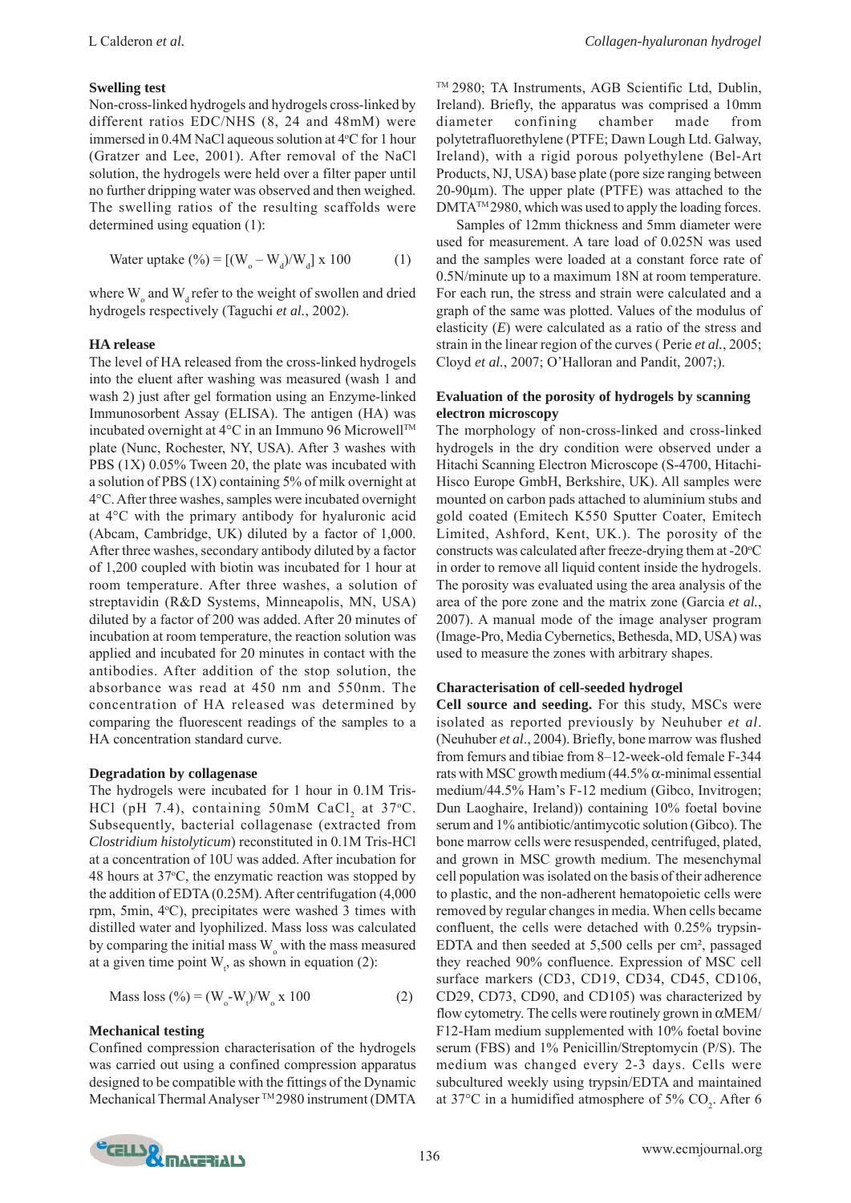### Swelling test

Non-cross-linked hydrogels and hydrogels cross-linked by different ratios EDC/NHS (8, 24 and 48mM) were immersed in 0.4M NaCl aqueous solution at 4°C for 1 hour (Gratzer and Lee, 2001). After removal of the NaCl solution, the hydrogels were held over a filter paper until no further dripping water was observed and then weighed. The swelling ratios of the resulting scaffolds were determined using equation (1):

$$\text{Water uptake (\%)} = [(W_o - W_d)/W_d] \times 100 \qquad (1)$$

where $W_o$ and $W_d$ refer to the weight of swollen and dried hydrogels respectively (Taguchi *et al.*, 2002).

### HA release

The level of HA released from the cross-linked hydrogels into the eluent after washing was measured (wash 1 and wash 2) just after gel formation using an Enzyme-linked Immunosorbent Assay (ELISA). The antigen (HA) was incubated overnight at 4°C in an Immuno 96 Microwell™ plate (Nunc, Rochester, NY, USA). After 3 washes with PBS (1X) 0.05% Tween 20, the plate was incubated with a solution of PBS (1X) containing 5% of milk overnight at 4°C. After three washes, samples were incubated overnight at 4°C with the primary antibody for hyaluronic acid (Abcam, Cambridge, UK) diluted by a factor of 1,000. After three washes, secondary antibody diluted by a factor of 1,200 coupled with biotin was incubated for 1 hour at room temperature. After three washes, a solution of streptavidin (R&D Systems, Minneapolis, MN, USA) diluted by a factor of 200 was added. After 20 minutes of incubation at room temperature, the reaction solution was applied and incubated for 20 minutes in contact with the antibodies. After addition of the stop solution, the absorbance was read at 450 nm and 550nm. The concentration of HA released was determined by comparing the fluorescent readings of the samples to a HA concentration standard curve.

### Degradation by collagenase

The hydrogels were incubated for 1 hour in 0.1M Tris-HCl (pH 7.4), containing 50mM $CaCl_2$ at 37°C. Subsequently, bacterial collagenase (extracted from *Clostridium histolyticum*) reconstituted in 0.1M Tris-HCl at a concentration of 10U was added. After incubation for 48 hours at 37°C, the enzymatic reaction was stopped by the addition of EDTA (0.25M). After centrifugation (4,000 rpm, 5min, 4°C), precipitates were washed 3 times with distilled water and lyophilized. Mass loss was calculated by comparing the initial mass $W_o$ with the mass measured at a given time point $W_t$, as shown in equation (2):

$$\text{Mass loss (\%)} = (W_o - W_t)/W_o \times 100 \qquad (2)$$

### Mechanical testing

Confined compression characterisation of the hydrogels was carried out using a confined compression apparatus designed to be compatible with the fittings of the Dynamic Mechanical Thermal Analyser ™ 2980 instrument (DMTA ™ 2980; TA Instruments, AGB Scientific Ltd, Dublin, Ireland). Briefly, the apparatus was comprised a 10mm diameter confining chamber made from polytetrafluorethylene (PTFE; Dawn Lough Ltd. Galway, Ireland), with a rigid porous polyethylene (Bel-Art Products, NJ, USA) base plate (pore size ranging between 20-90μm). The upper plate (PTFE) was attached to the DMTA™ 2980, which was used to apply the loading forces.

Samples of 12mm thickness and 5mm diameter were used for measurement. A tare load of 0.025N was used and the samples were loaded at a constant force rate of 0.5N/minute up to a maximum 18N at room temperature. For each run, the stress and strain were calculated and a graph of the same was plotted. Values of the modulus of elasticity ($E$) were calculated as a ratio of the stress and strain in the linear region of the curves ( Perie *et al.*, 2005; Cloyd *et al.*, 2007; O'Halloran and Pandit, 2007;).

### Evaluation of the porosity of hydrogels by scanning electron microscopy

The morphology of non-cross-linked and cross-linked hydrogels in the dry condition were observed under a Hitachi Scanning Electron Microscope (S-4700, Hitachi-Hisco Europe GmbH, Berkshire, UK). All samples were mounted on carbon pads attached to aluminium stubs and gold coated (Emitech K550 Sputter Coater, Emitech Limited, Ashford, Kent, UK.). The porosity of the constructs was calculated after freeze-drying them at -20°C in order to remove all liquid content inside the hydrogels. The porosity was evaluated using the area analysis of the area of the pore zone and the matrix zone (Garcia *et al.*, 2007). A manual mode of the image analyser program (Image-Pro, Media Cybernetics, Bethesda, MD, USA) was used to measure the zones with arbitrary shapes.

### Characterisation of cell-seeded hydrogel

**Cell source and seeding.** For this study, MSCs were isolated as reported previously by Neuhuber *et al*. (Neuhuber *et al*., 2004). Briefly, bone marrow was flushed from femurs and tibiae from 8–12-week-old female F-344 rats with MSC growth medium (44.5% α-minimal essential medium/44.5% Ham's F-12 medium (Gibco, Invitrogen; Dun Laoghaire, Ireland)) containing 10% foetal bovine serum and 1% antibiotic/antimycotic solution (Gibco). The bone marrow cells were resuspended, centrifuged, plated, and grown in MSC growth medium. The mesenchymal cell population was isolated on the basis of their adherence to plastic, and the non-adherent hematopoietic cells were removed by regular changes in media. When cells became confluent, the cells were detached with 0.25% trypsin-EDTA and then seeded at 5,500 cells per cm², passaged they reached 90% confluence. Expression of MSC cell surface markers (CD3, CD19, CD34, CD45, CD106, CD29, CD73, CD90, and CD105) was characterized by flow cytometry. The cells were routinely grown in αMEM/F12-Ham medium supplemented with 10% foetal bovine serum (FBS) and 1% Penicillin/Streptomycin (P/S). The medium was changed every 2-3 days. Cells were subcultured weekly using trypsin/EDTA and maintained at 37°C in a humidified atmosphere of 5% $CO_2$. After 6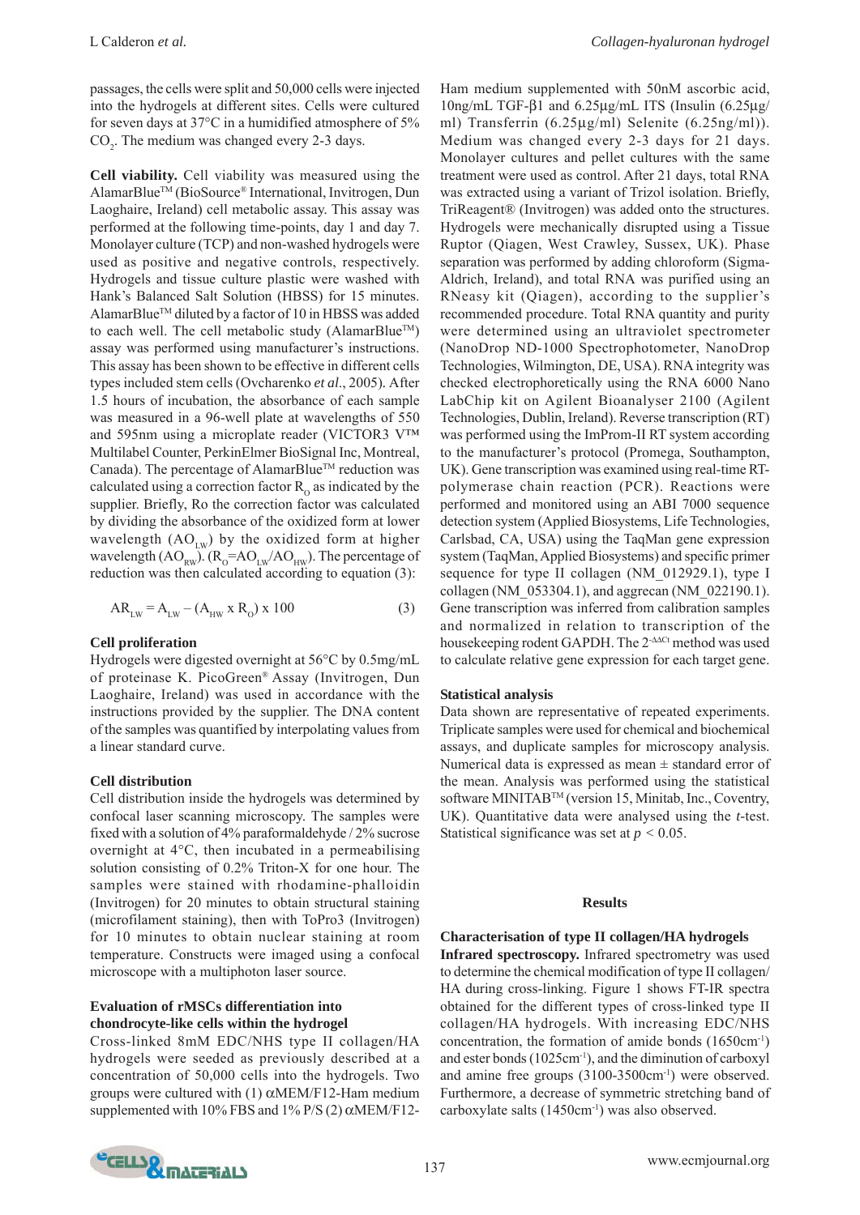passages, the cells were split and 50,000 cells were injected into the hydrogels at different sites. Cells were cultured for seven days at 37°C in a humidified atmosphere of 5% $CO_2$. The medium was changed every 2-3 days.

**Cell viability.** Cell viability was measured using the AlamarBlue™ (BioSource® International, Invitrogen, Dun Laoghaire, Ireland) cell metabolic assay. This assay was performed at the following time-points, day 1 and day 7. Monolayer culture (TCP) and non-washed hydrogels were used as positive and negative controls, respectively. Hydrogels and tissue culture plastic were washed with Hank's Balanced Salt Solution (HBSS) for 15 minutes. AlamarBlue™ diluted by a factor of 10 in HBSS was added to each well. The cell metabolic study (AlamarBlue™) assay was performed using manufacturer's instructions. This assay has been shown to be effective in different cells types included stem cells (Ovcharenko *et al*., 2005). After 1.5 hours of incubation, the absorbance of each sample was measured in a 96-well plate at wavelengths of 550 and 595nm using a microplate reader (VICTOR3 V™ Multilabel Counter, PerkinElmer BioSignal Inc, Montreal, Canada). The percentage of AlamarBlue™ reduction was calculated using a correction factor $R_O$ as indicated by the supplier. Briefly, Ro the correction factor was calculated by dividing the absorbance of the oxidized form at lower wavelength ($AO_{LW}$) by the oxidized form at higher wavelength ($AO_{RW}$). ($R_O = AO_{LW}/AO_{HW}$). The percentage of reduction was then calculated according to equation (3):

$$AR_{LW} = A_{LW} - (A_{HW} \times R_O) \times 100 \qquad (3)$$

### Cell proliferation

Hydrogels were digested overnight at 56°C by 0.5mg/mL of proteinase K. PicoGreen® Assay (Invitrogen, Dun Laoghaire, Ireland) was used in accordance with the instructions provided by the supplier. The DNA content of the samples was quantified by interpolating values from a linear standard curve.

### Cell distribution

Cell distribution inside the hydrogels was determined by confocal laser scanning microscopy. The samples were fixed with a solution of 4% paraformaldehyde / 2% sucrose overnight at 4°C, then incubated in a permeabilising solution consisting of 0.2% Triton-X for one hour. The samples were stained with rhodamine-phalloidin (Invitrogen) for 20 minutes to obtain structural staining (microfilament staining), then with ToPro3 (Invitrogen) for 10 minutes to obtain nuclear staining at room temperature. Constructs were imaged using a confocal microscope with a multiphoton laser source.

### Evaluation of rMSCs differentiation into chondrocyte-like cells within the hydrogel

Cross-linked 8mM EDC/NHS type II collagen/HA hydrogels were seeded as previously described at a concentration of 50,000 cells into the hydrogels. Two groups were cultured with (1) αMEM/F12-Ham medium supplemented with 10% FBS and 1% P/S (2) αMEM/F12-Ham medium supplemented with 50nM ascorbic acid, 10ng/mL TGF-β1 and 6.25µg/mL ITS (Insulin (6.25µg/ml) Transferrin (6.25µg/ml) Selenite (6.25ng/ml)). Medium was changed every 2-3 days for 21 days. Monolayer cultures and pellet cultures with the same treatment were used as control. After 21 days, total RNA was extracted using a variant of Trizol isolation. Briefly, TriReagent® (Invitrogen) was added onto the structures. Hydrogels were mechanically disrupted using a Tissue Ruptor (Qiagen, West Crawley, Sussex, UK). Phase separation was performed by adding chloroform (Sigma-Aldrich, Ireland), and total RNA was purified using an RNeasy kit (Qiagen), according to the supplier's recommended procedure. Total RNA quantity and purity were determined using an ultraviolet spectrometer (NanoDrop ND-1000 Spectrophotometer, NanoDrop Technologies, Wilmington, DE, USA). RNA integrity was checked electrophoretically using the RNA 6000 Nano LabChip kit on Agilent Bioanalyser 2100 (Agilent Technologies, Dublin, Ireland). Reverse transcription (RT) was performed using the ImProm-II RT system according to the manufacturer's protocol (Promega, Southampton, UK). Gene transcription was examined using real-time RT-polymerase chain reaction (PCR). Reactions were performed and monitored using an ABI 7000 sequence detection system (Applied Biosystems, Life Technologies, Carlsbad, CA, USA) using the TaqMan gene expression system (TaqMan, Applied Biosystems) and specific primer sequence for type II collagen (NM_012929.1), type I collagen (NM_053304.1), and aggrecan (NM_022190.1). Gene transcription was inferred from calibration samples and normalized in relation to transcription of the housekeeping rodent GAPDH. The $2^{-\Delta\Delta Ct}$ method was used to calculate relative gene expression for each target gene.

### Statistical analysis

Data shown are representative of repeated experiments. Triplicate samples were used for chemical and biochemical assays, and duplicate samples for microscopy analysis. Numerical data is expressed as mean ± standard error of the mean. Analysis was performed using the statistical software MINITAB™ (version 15, Minitab, Inc., Coventry, UK). Quantitative data were analysed using the *t*-test. Statistical significance was set at $p < 0.05$.

## Results

### Characterisation of type II collagen/HA hydrogels

**Infrared spectroscopy.** Infrared spectrometry was used to determine the chemical modification of type II collagen/HA during cross-linking. Figure 1 shows FT-IR spectra obtained for the different types of cross-linked type II collagen/HA hydrogels. With increasing EDC/NHS concentration, the formation of amide bonds (1650cm$^{-1}$) and ester bonds (1025cm$^{-1}$), and the diminution of carboxyl and amine free groups (3100-3500cm$^{-1}$) were observed. Furthermore, a decrease of symmetric stretching band of carboxylate salts (1450cm$^{-1}$) was also observed.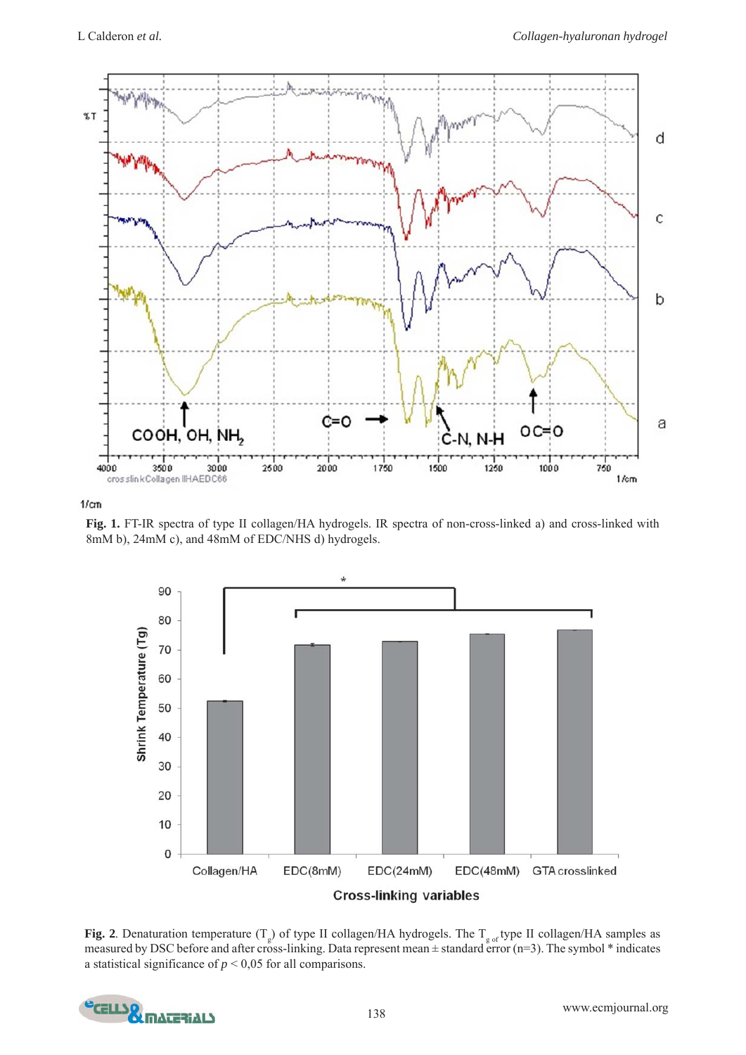**Fig. 1.** FT-IR spectra of type II collagen/HA hydrogels. IR spectra of non-cross-linked a) and cross-linked with 8mM b), 24mM c), and 48mM of EDC/NHS d) hydrogels.

**Fig. 2**. Denaturation temperature ($T_g$) of type II collagen/HA hydrogels. The $T_g$ of type II collagen/HA samples as measured by DSC before and after cross-linking. Data represent mean ± standard error (n=3). The symbol * indicates a statistical significance of $p < 0{,}05$ for all comparisons.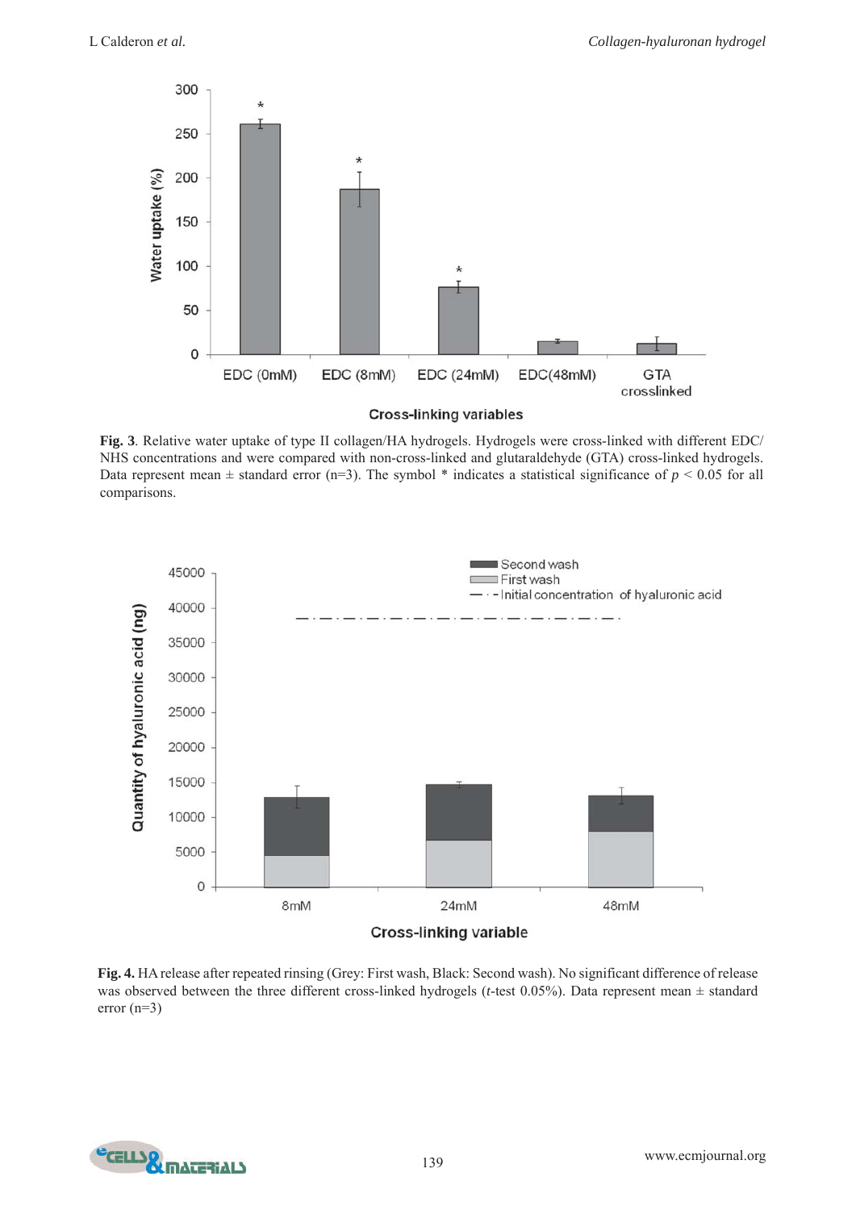**Fig. 3**. Relative water uptake of type II collagen/HA hydrogels. Hydrogels were cross-linked with different EDC/NHS concentrations and were compared with non-cross-linked and glutaraldehyde (GTA) cross-linked hydrogels. Data represent mean ± standard error (n=3). The symbol * indicates a statistical significance of $p < 0.05$ for all comparisons.

**Fig. 4.** HA release after repeated rinsing (Grey: First wash, Black: Second wash). No significant difference of release was observed between the three different cross-linked hydrogels (*t*-test 0.05%). Data represent mean ± standard error (n=3)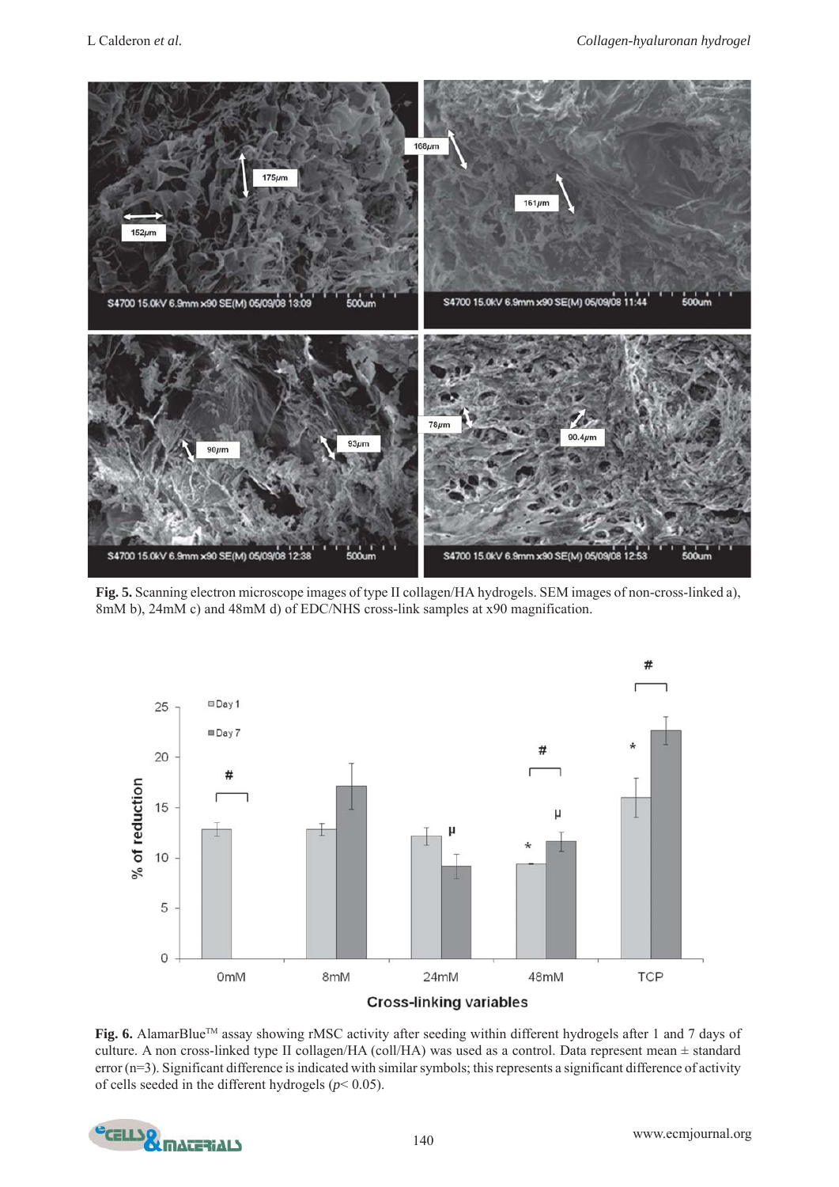**Fig. 5.** Scanning electron microscope images of type II collagen/HA hydrogels. SEM images of non-cross-linked a), 8mM b), 24mM c) and 48mM d) of EDC/NHS cross-link samples at x90 magnification.

**Fig. 6.** AlamarBlue™ assay showing rMSC activity after seeding within different hydrogels after 1 and 7 days of culture. A non cross-linked type II collagen/HA (coll/HA) was used as a control. Data represent mean ± standard error (n=3). Significant difference is indicated with similar symbols; this represents a significant difference of activity of cells seeded in the different hydrogels ($p < 0.05$).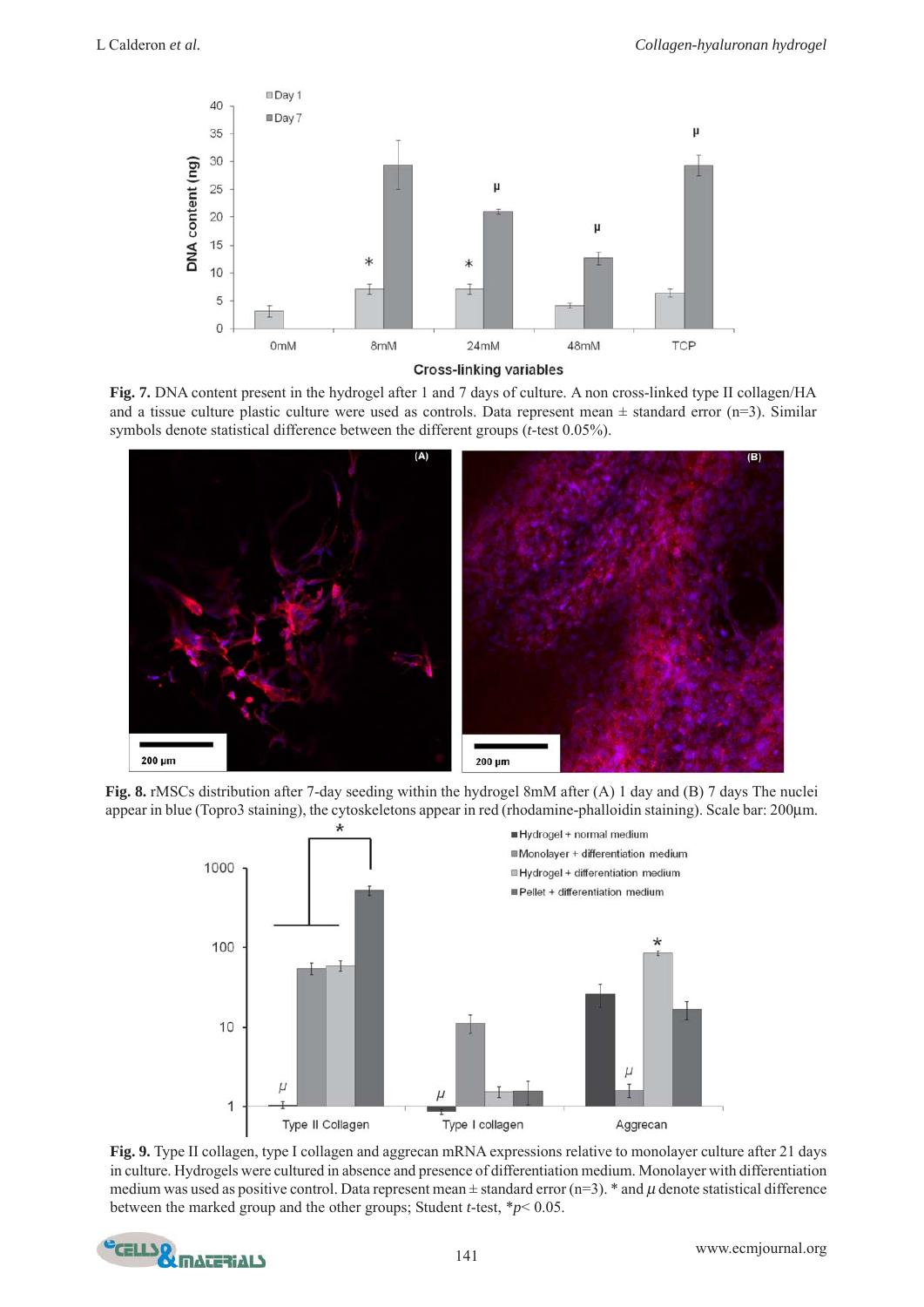**Fig. 7.** DNA content present in the hydrogel after 1 and 7 days of culture. A non cross-linked type II collagen/HA and a tissue culture plastic culture were used as controls. Data represent mean ± standard error (n=3). Similar symbols denote statistical difference between the different groups (*t*-test 0.05%).

**Fig. 8.** rMSCs distribution after 7-day seeding within the hydrogel 8mM after (A) 1 day and (B) 7 days The nuclei appear in blue (Topro3 staining), the cytoskeletons appear in red (rhodamine-phalloidin staining). Scale bar: 200µm.

**Fig. 9.** Type II collagen, type I collagen and aggrecan mRNA expressions relative to monolayer culture after 21 days in culture. Hydrogels were cultured in absence and presence of differentiation medium. Monolayer with differentiation medium was used as positive control. Data represent mean ± standard error (n=3). * and $\mu$ denote statistical difference between the marked group and the other groups; Student *t*-test, *$p < 0.05$.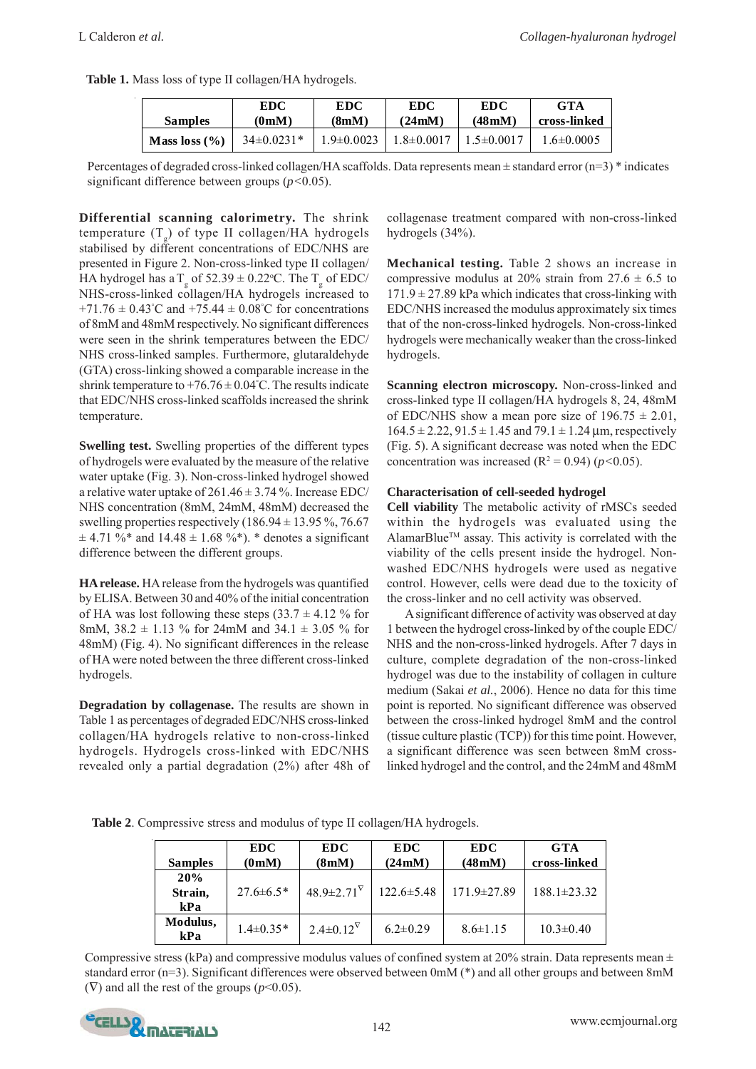**Table 1.** Mass loss of type II collagen/HA hydrogels.

| Samples | EDC (0mM) | EDC (8mM) | EDC (24mM) | EDC (48mM) | GTA cross-linked |
|---|---|---|---|---|---|
| **Mass loss (%)** | 34±0.0231* | 1.9±0.0023 | 1.8±0.0017 | 1.5±0.0017 | 1.6±0.0005 |

Percentages of degraded cross-linked collagen/HA scaffolds. Data represents mean ± standard error (n=3) * indicates significant difference between groups ($p$<0.05).

**Differential scanning calorimetry.** The shrink temperature ($T_g$) of type II collagen/HA hydrogels stabilised by different concentrations of EDC/NHS are presented in Figure 2. Non-cross-linked type II collagen/HA hydrogel has a $T_g$ of 52.39 ± 0.22°C. The $T_g$ of EDC/NHS-cross-linked collagen/HA hydrogels increased to +71.76 ± 0.43°C and +75.44 ± 0.08°C for concentrations of 8mM and 48mM respectively. No significant differences were seen in the shrink temperatures between the EDC/NHS cross-linked samples. Furthermore, glutaraldehyde (GTA) cross-linking showed a comparable increase in the shrink temperature to +76.76 ± 0.04°C. The results indicate that EDC/NHS cross-linked scaffolds increased the shrink temperature.

**Swelling test.** Swelling properties of the different types of hydrogels were evaluated by the measure of the relative water uptake (Fig. 3). Non-cross-linked hydrogel showed a relative water uptake of 261.46 ± 3.74 %. Increase EDC/NHS concentration (8mM, 24mM, 48mM) decreased the swelling properties respectively (186.94 ± 13.95 %, 76.67 ± 4.71 %* and 14.48 ± 1.68 %*). * denotes a significant difference between the different groups.

**HA release.** HA release from the hydrogels was quantified by ELISA. Between 30 and 40% of the initial concentration of HA was lost following these steps (33.7 ± 4.12 % for 8mM, 38.2 ± 1.13 % for 24mM and 34.1 ± 3.05 % for 48mM) (Fig. 4). No significant differences in the release of HA were noted between the three different cross-linked hydrogels.

**Degradation by collagenase.** The results are shown in Table 1 as percentages of degraded EDC/NHS cross-linked collagen/HA hydrogels relative to non-cross-linked hydrogels. Hydrogels cross-linked with EDC/NHS revealed only a partial degradation (2%) after 48h of collagenase treatment compared with non-cross-linked hydrogels (34%).

**Mechanical testing.** Table 2 shows an increase in compressive modulus at 20% strain from 27.6 ± 6.5 to 171.9 ± 27.89 kPa which indicates that cross-linking with EDC/NHS increased the modulus approximately six times that of the non-cross-linked hydrogels. Non-cross-linked hydrogels were mechanically weaker than the cross-linked hydrogels.

**Scanning electron microscopy.** Non-cross-linked and cross-linked type II collagen/HA hydrogels 8, 24, 48mM of EDC/NHS show a mean pore size of 196.75 ± 2.01, 164.5 ± 2.22, 91.5 ± 1.45 and 79.1 ± 1.24 µm, respectively (Fig. 5). A significant decrease was noted when the EDC concentration was increased ($R^2$ = 0.94) ($p$<0.05).

### Characterisation of cell-seeded hydrogel

**Cell viability** The metabolic activity of rMSCs seeded within the hydrogels was evaluated using the AlamarBlue™ assay. This activity is correlated with the viability of the cells present inside the hydrogel. Non-washed EDC/NHS hydrogels were used as negative control. However, cells were dead due to the toxicity of the cross-linker and no cell activity was observed.

A significant difference of activity was observed at day 1 between the hydrogel cross-linked by of the couple EDC/NHS and the non-cross-linked hydrogels. After 7 days in culture, complete degradation of the non-cross-linked hydrogel was due to the instability of collagen in culture medium (Sakai *et al.*, 2006). Hence no data for this time point is reported. No significant difference was observed between the cross-linked hydrogel 8mM and the control (tissue culture plastic (TCP)) for this time point. However, a significant difference was seen between 8mM cross-linked hydrogel and the control, and the 24mM and 48mM

**Table 2**. Compressive stress and modulus of type II collagen/HA hydrogels.

| Samples | EDC (0mM) | EDC (8mM) | EDC (24mM) | EDC (48mM) | GTA cross-linked |
|---|---|---|---|---|---|
| **20% Strain, kPa** | 27.6±6.5* | 48.9±2.71$^{\nabla}$ | 122.6±5.48 | 171.9±27.89 | 188.1±23.32 |
| **Modulus, kPa** | 1.4±0.35* | 2.4±0.12$^{\nabla}$ | 6.2±0.29 | 8.6±1.15 | 10.3±0.40 |

Compressive stress (kPa) and compressive modulus values of confined system at 20% strain. Data represents mean ± standard error (n=3). Significant differences were observed between 0mM (*) and all other groups and between 8mM ($\nabla$) and all the rest of the groups ($p$<0.05).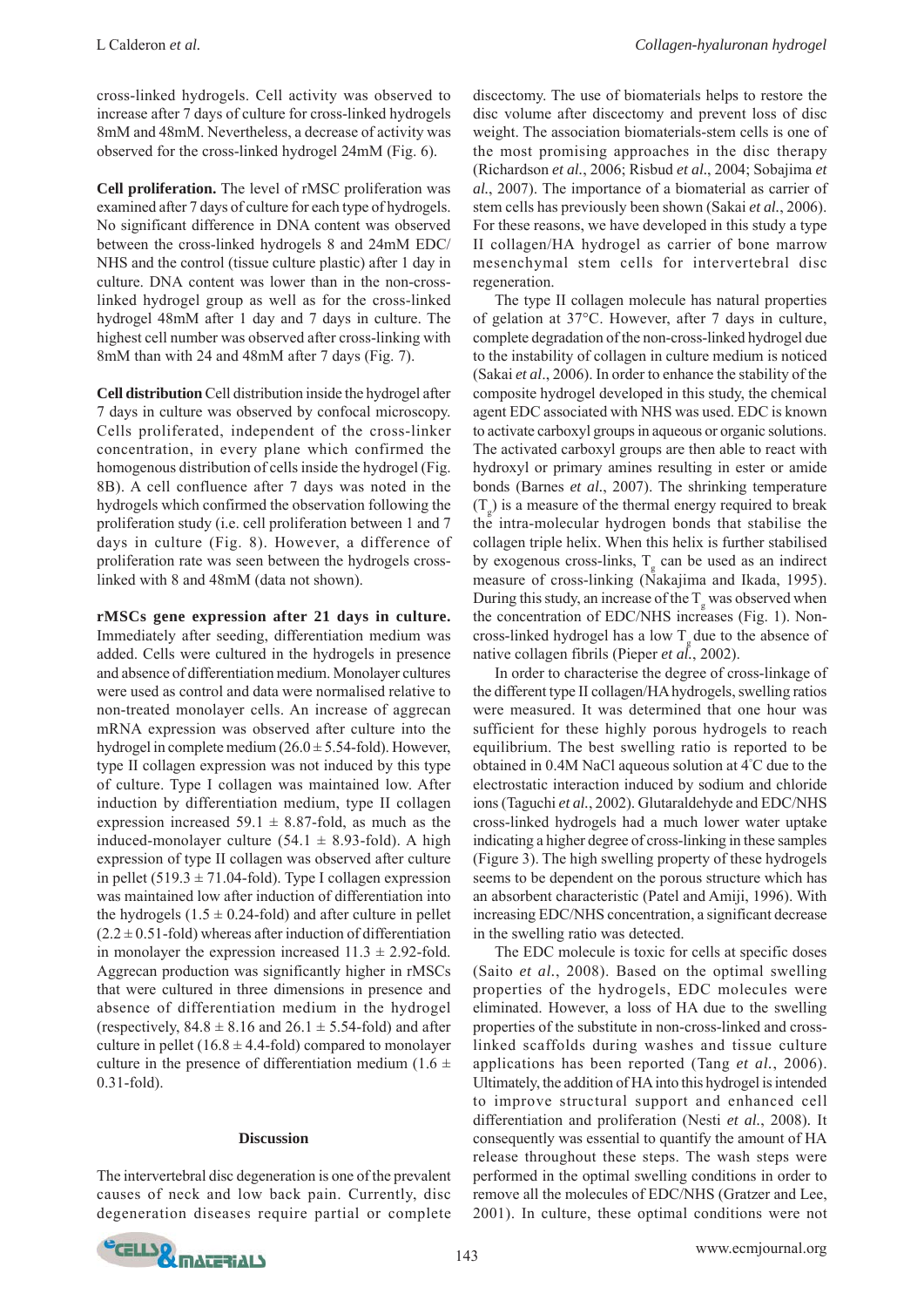cross-linked hydrogels. Cell activity was observed to increase after 7 days of culture for cross-linked hydrogels 8mM and 48mM. Nevertheless, a decrease of activity was observed for the cross-linked hydrogel 24mM (Fig. 6).

**Cell proliferation.** The level of rMSC proliferation was examined after 7 days of culture for each type of hydrogels. No significant difference in DNA content was observed between the cross-linked hydrogels 8 and 24mM EDC/NHS and the control (tissue culture plastic) after 1 day in culture. DNA content was lower than in the non-cross-linked hydrogel group as well as for the cross-linked hydrogel 48mM after 1 day and 7 days in culture. The highest cell number was observed after cross-linking with 8mM than with 24 and 48mM after 7 days (Fig. 7).

**Cell distribution** Cell distribution inside the hydrogel after 7 days in culture was observed by confocal microscopy. Cells proliferated, independent of the cross-linker concentration, in every plane which confirmed the homogenous distribution of cells inside the hydrogel (Fig. 8B). A cell confluence after 7 days was noted in the hydrogels which confirmed the observation following the proliferation study (i.e. cell proliferation between 1 and 7 days in culture (Fig. 8). However, a difference of proliferation rate was seen between the hydrogels cross-linked with 8 and 48mM (data not shown).

**rMSCs gene expression after 21 days in culture.** Immediately after seeding, differentiation medium was added. Cells were cultured in the hydrogels in presence and absence of differentiation medium. Monolayer cultures were used as control and data were normalised relative to non-treated monolayer cells. An increase of aggrecan mRNA expression was observed after culture into the hydrogel in complete medium ($26.0 \pm 5.54$-fold). However, type II collagen expression was not induced by this type of culture. Type I collagen was maintained low. After induction by differentiation medium, type II collagen expression increased $59.1 \pm 8.87$-fold, as much as the induced-monolayer culture ($54.1 \pm 8.93$-fold). A high expression of type II collagen was observed after culture in pellet ($519.3 \pm 71.04$-fold). Type I collagen expression was maintained low after induction of differentiation into the hydrogels ($1.5 \pm 0.24$-fold) and after culture in pellet ($2.2 \pm 0.51$-fold) whereas after induction of differentiation in monolayer the expression increased $11.3 \pm 2.92$-fold. Aggrecan production was significantly higher in rMSCs that were cultured in three dimensions in presence and absence of differentiation medium in the hydrogel (respectively, $84.8 \pm 8.16$ and $26.1 \pm 5.54$-fold) and after culture in pellet ($16.8 \pm 4.4$-fold) compared to monolayer culture in the presence of differentiation medium ($1.6 \pm 0.31$-fold).

## Discussion

The intervertebral disc degeneration is one of the prevalent causes of neck and low back pain. Currently, disc degeneration diseases require partial or complete discectomy. The use of biomaterials helps to restore the disc volume after discectomy and prevent loss of disc weight. The association biomaterials-stem cells is one of the most promising approaches in the disc therapy (Richardson *et al.*, 2006; Risbud *et al.*, 2004; Sobajima *et al.*, 2007). The importance of a biomaterial as carrier of stem cells has previously been shown (Sakai *et al.*, 2006). For these reasons, we have developed in this study a type II collagen/HA hydrogel as carrier of bone marrow mesenchymal stem cells for intervertebral disc regeneration.

The type II collagen molecule has natural properties of gelation at 37°C. However, after 7 days in culture, complete degradation of the non-cross-linked hydrogel due to the instability of collagen in culture medium is noticed (Sakai *et al*., 2006). In order to enhance the stability of the composite hydrogel developed in this study, the chemical agent EDC associated with NHS was used. EDC is known to activate carboxyl groups in aqueous or organic solutions. The activated carboxyl groups are then able to react with hydroxyl or primary amines resulting in ester or amide bonds (Barnes *et al.*, 2007). The shrinking temperature ($T_g$) is a measure of the thermal energy required to break the intra-molecular hydrogen bonds that stabilise the collagen triple helix. When this helix is further stabilised by exogenous cross-links, $T_g$ can be used as an indirect measure of cross-linking (Nakajima and Ikada, 1995). During this study, an increase of the $T_g$ was observed when the concentration of EDC/NHS increases (Fig. 1). Non-cross-linked hydrogel has a low $T_g$ due to the absence of native collagen fibrils (Pieper *et al.*, 2002).

In order to characterise the degree of cross-linkage of the different type II collagen/HA hydrogels, swelling ratios were measured. It was determined that one hour was sufficient for these highly porous hydrogels to reach equilibrium. The best swelling ratio is reported to be obtained in 0.4M NaCl aqueous solution at 4°C due to the electrostatic interaction induced by sodium and chloride ions (Taguchi *et al.*, 2002). Glutaraldehyde and EDC/NHS cross-linked hydrogels had a much lower water uptake indicating a higher degree of cross-linking in these samples (Figure 3). The high swelling property of these hydrogels seems to be dependent on the porous structure which has an absorbent characteristic (Patel and Amiji, 1996). With increasing EDC/NHS concentration, a significant decrease in the swelling ratio was detected.

The EDC molecule is toxic for cells at specific doses (Saito *et al.*, 2008). Based on the optimal swelling properties of the hydrogels, EDC molecules were eliminated. However, a loss of HA due to the swelling properties of the substitute in non-cross-linked and cross-linked scaffolds during washes and tissue culture applications has been reported (Tang *et al.*, 2006). Ultimately, the addition of HA into this hydrogel is intended to improve structural support and enhanced cell differentiation and proliferation (Nesti *et al.*, 2008). It consequently was essential to quantify the amount of HA release throughout these steps. The wash steps were performed in the optimal swelling conditions in order to remove all the molecules of EDC/NHS (Gratzer and Lee, 2001). In culture, these optimal conditions were not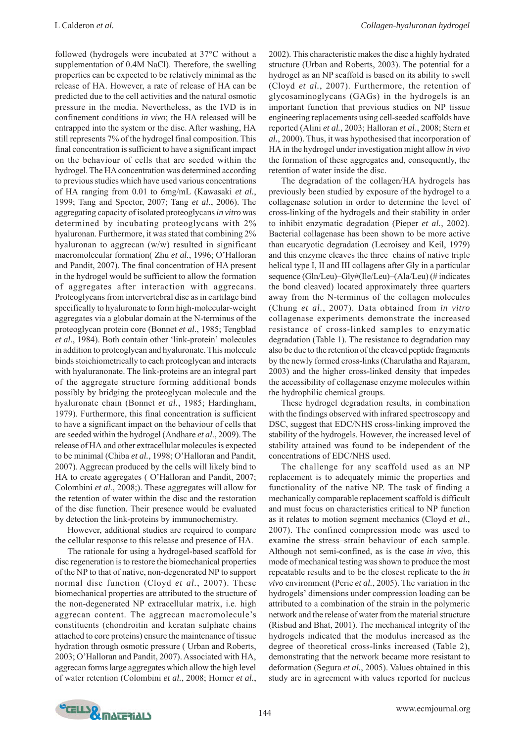followed (hydrogels were incubated at 37°C without a supplementation of 0.4M NaCl). Therefore, the swelling properties can be expected to be relatively minimal as the release of HA. However, a rate of release of HA can be predicted due to the cell activities and the natural osmotic pressure in the media. Nevertheless, as the IVD is in confinement conditions *in vivo*; the HA released will be entrapped into the system or the disc. After washing, HA still represents 7% of the hydrogel final composition. This final concentration is sufficient to have a significant impact on the behaviour of cells that are seeded within the hydrogel. The HA concentration was determined according to previous studies which have used various concentrations of HA ranging from 0.01 to 6mg/mL (Kawasaki *et al.*, 1999; Tang and Spector, 2007; Tang *et al.*, 2006). The aggregating capacity of isolated proteoglycans *in vitro* was determined by incubating proteoglycans with 2% hyaluronan. Furthermore, it was stated that combining 2% hyaluronan to aggrecan (w/w) resulted in significant macromolecular formation( Zhu *et al.*, 1996; O'Halloran and Pandit, 2007). The final concentration of HA present in the hydrogel would be sufficient to allow the formation of aggregates after interaction with aggrecans. Proteoglycans from intervertebral disc as in cartilage bind specifically to hyaluronate to form high-molecular-weight aggregates via a globular domain at the N-terminus of the proteoglycan protein core (Bonnet *et al.*, 1985; Tengblad *et al.*, 1984). Both contain other 'link-protein' molecules in addition to proteoglycan and hyaluronate. This molecule binds stoichiometrically to each proteoglycan and interacts with hyaluranonate. The link-proteins are an integral part of the aggregate structure forming additional bonds possibly by bridging the proteoglycan molecule and the hyaluronate chain (Bonnet *et al.*, 1985; Hardingham, 1979). Furthermore, this final concentration is sufficient to have a significant impact on the behaviour of cells that are seeded within the hydrogel (Andhare *et al.*, 2009). The release of HA and other extracellular molecules is expected to be minimal (Chiba *et al.*, 1998; O'Halloran and Pandit, 2007). Aggrecan produced by the cells will likely bind to HA to create aggregates ( O'Halloran and Pandit, 2007; Colombini *et al.*, 2008;). These aggregates will allow for the retention of water within the disc and the restoration of the disc function. Their presence would be evaluated by detection the link-proteins by immunochemistry.

However, additional studies are required to compare the cellular response to this release and presence of HA.

The rationale for using a hydrogel-based scaffold for disc regeneration is to restore the biomechanical properties of the NP to that of native, non-degenerated NP to support normal disc function (Cloyd *et al.*, 2007). These biomechanical properties are attributed to the structure of the non-degenerated NP extracellular matrix, i.e. high aggrecan content. The aggrecan macromolecule's constituents (chondroitin and keratan sulphate chains attached to core proteins) ensure the maintenance of tissue hydration through osmotic pressure ( Urban and Roberts, 2003; O'Halloran and Pandit, 2007). Associated with HA, aggrecan forms large aggregates which allow the high level of water retention (Colombini *et al.*, 2008; Horner *et al.*, 2002). This characteristic makes the disc a highly hydrated structure (Urban and Roberts, 2003). The potential for a hydrogel as an NP scaffold is based on its ability to swell (Cloyd *et al.*, 2007). Furthermore, the retention of glycosaminoglycans (GAGs) in the hydrogels is an important function that previous studies on NP tissue engineering replacements using cell-seeded scaffolds have reported (Alini *et al.*, 2003; Halloran *et al.*, 2008; Stern *et al.*, 2000). Thus, it was hypothesised that incorporation of HA in the hydrogel under investigation might allow *in vivo* the formation of these aggregates and, consequently, the retention of water inside the disc.

The degradation of the collagen/HA hydrogels has previously been studied by exposure of the hydrogel to a collagenase solution in order to determine the level of cross-linking of the hydrogels and their stability in order to inhibit enzymatic degradation (Pieper *et al.*, 2002). Bacterial collagenase has been shown to be more active than eucaryotic degradation (Lecroisey and Keil, 1979) and this enzyme cleaves the three chains of native triple helical type I, II and III collagens after Gly in a particular sequence (Gln/Leu)–Gly#(Ile/Leu)–(Ala/Leu) (# indicates the bond cleaved) located approximately three quarters away from the N-terminus of the collagen molecules (Chung *et al.*, 2007). Data obtained from *in vitro* collagenase experiments demonstrate the increased resistance of cross-linked samples to enzymatic degradation (Table 1). The resistance to degradation may also be due to the retention of the cleaved peptide fragments by the newly formed cross-links (Charulatha and Rajaram, 2003) and the higher cross-linked density that impedes the accessibility of collagenase enzyme molecules within the hydrophilic chemical groups.

These hydrogel degradation results, in combination with the findings observed with infrared spectroscopy and DSC, suggest that EDC/NHS cross-linking improved the stability of the hydrogels. However, the increased level of stability attained was found to be independent of the concentrations of EDC/NHS used.

The challenge for any scaffold used as an NP replacement is to adequately mimic the properties and functionality of the native NP. The task of finding a mechanically comparable replacement scaffold is difficult and must focus on characteristics critical to NP function as it relates to motion segment mechanics (Cloyd *et al.*, 2007). The confined compression mode was used to examine the stress–strain behaviour of each sample. Although not semi-confined, as is the case *in vivo*, this mode of mechanical testing was shown to produce the most repeatable results and to be the closest replicate to the *in vivo* environment (Perie *et al.*, 2005). The variation in the hydrogels' dimensions under compression loading can be attributed to a combination of the strain in the polymeric network and the release of water from the material structure (Risbud and Bhat, 2001). The mechanical integrity of the hydrogels indicated that the modulus increased as the degree of theoretical cross-links increased (Table 2), demonstrating that the network became more resistant to deformation (Segura *et al.*, 2005). Values obtained in this study are in agreement with values reported for nucleus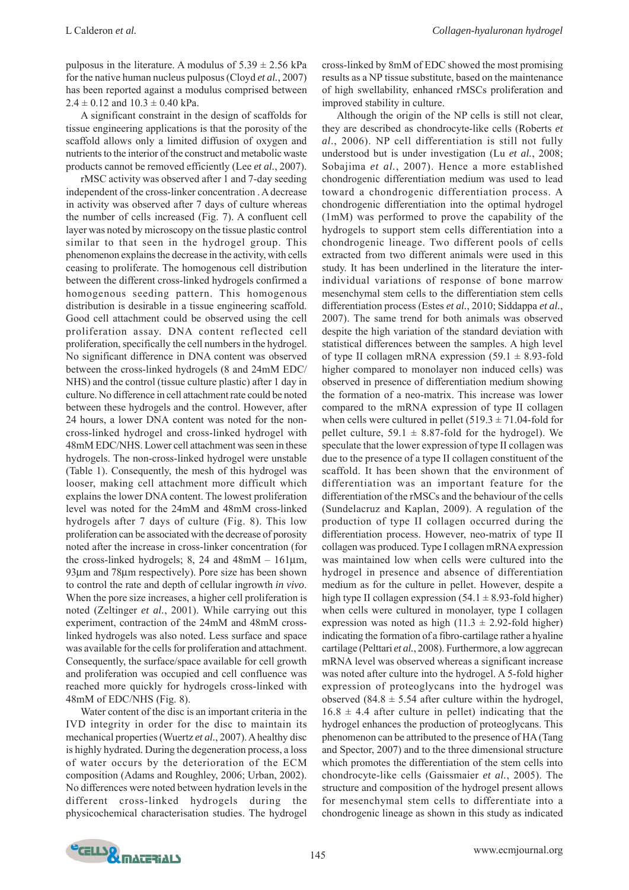pulposus in the literature. A modulus of $5.39 \pm 2.56$ kPa for the native human nucleus pulposus (Cloyd *et al.*, 2007) has been reported against a modulus comprised between $2.4 \pm 0.12$ and $10.3 \pm 0.40$ kPa.

A significant constraint in the design of scaffolds for tissue engineering applications is that the porosity of the scaffold allows only a limited diffusion of oxygen and nutrients to the interior of the construct and metabolic waste products cannot be removed efficiently (Lee *et al.*, 2007).

rMSC activity was observed after 1 and 7-day seeding independent of the cross-linker concentration . A decrease in activity was observed after 7 days of culture whereas the number of cells increased (Fig. 7). A confluent cell layer was noted by microscopy on the tissue plastic control similar to that seen in the hydrogel group. This phenomenon explains the decrease in the activity, with cells ceasing to proliferate. The homogenous cell distribution between the different cross-linked hydrogels confirmed a homogenous seeding pattern. This homogenous distribution is desirable in a tissue engineering scaffold. Good cell attachment could be observed using the cell proliferation assay. DNA content reflected cell proliferation, specifically the cell numbers in the hydrogel. No significant difference in DNA content was observed between the cross-linked hydrogels (8 and 24mM EDC/NHS) and the control (tissue culture plastic) after 1 day in culture. No difference in cell attachment rate could be noted between these hydrogels and the control. However, after 24 hours, a lower DNA content was noted for the non-cross-linked hydrogel and cross-linked hydrogel with 48mM EDC/NHS. Lower cell attachment was seen in these hydrogels. The non-cross-linked hydrogel were unstable (Table 1). Consequently, the mesh of this hydrogel was looser, making cell attachment more difficult which explains the lower DNA content. The lowest proliferation level was noted for the 24mM and 48mM cross-linked hydrogels after 7 days of culture (Fig. 8). This low proliferation can be associated with the decrease of porosity noted after the increase in cross-linker concentration (for the cross-linked hydrogels; 8, 24 and 48mM – 161µm, 93µm and 78µm respectively). Pore size has been shown to control the rate and depth of cellular ingrowth *in vivo*. When the pore size increases, a higher cell proliferation is noted (Zeltinger *et al.*, 2001). While carrying out this experiment, contraction of the 24mM and 48mM cross-linked hydrogels was also noted. Less surface and space was available for the cells for proliferation and attachment. Consequently, the surface/space available for cell growth and proliferation was occupied and cell confluence was reached more quickly for hydrogels cross-linked with 48mM of EDC/NHS (Fig. 8).

Water content of the disc is an important criteria in the IVD integrity in order for the disc to maintain its mechanical properties (Wuertz *et al.*, 2007). A healthy disc is highly hydrated. During the degeneration process, a loss of water occurs by the deterioration of the ECM composition (Adams and Roughley, 2006; Urban, 2002). No differences were noted between hydration levels in the different cross-linked hydrogels during the physicochemical characterisation studies. The hydrogel cross-linked by 8mM of EDC showed the most promising results as a NP tissue substitute, based on the maintenance of high swellability, enhanced rMSCs proliferation and improved stability in culture.

Although the origin of the NP cells is still not clear, they are described as chondrocyte-like cells (Roberts *et al.*, 2006). NP cell differentiation is still not fully understood but is under investigation (Lu *et al.*, 2008; Sobajima *et al.*, 2007). Hence a more established chondrogenic differentiation medium was used to lead toward a chondrogenic differentiation process. A chondrogenic differentiation into the optimal hydrogel (1mM) was performed to prove the capability of the hydrogels to support stem cells differentiation into a chondrogenic lineage. Two different pools of cells extracted from two different animals were used in this study. It has been underlined in the literature the inter-individual variations of response of bone marrow mesenchymal stem cells to the differentiation stem cells differentiation process (Estes *et al.*, 2010; Siddappa *et al.*, 2007). The same trend for both animals was observed despite the high variation of the standard deviation with statistical differences between the samples. A high level of type II collagen mRNA expression ($59.1 \pm 8.93$-fold higher compared to monolayer non induced cells) was observed in presence of differentiation medium showing the formation of a neo-matrix. This increase was lower compared to the mRNA expression of type II collagen when cells were cultured in pellet ($519.3 \pm 71.04$-fold for pellet culture, $59.1 \pm 8.87$-fold for the hydrogel). We speculate that the lower expression of type II collagen was due to the presence of a type II collagen constituent of the scaffold. It has been shown that the environment of differentiation was an important feature for the differentiation of the rMSCs and the behaviour of the cells (Sundelacruz and Kaplan, 2009). A regulation of the production of type II collagen occurred during the differentiation process. However, neo-matrix of type II collagen was produced. Type I collagen mRNA expression was maintained low when cells were cultured into the hydrogel in presence and absence of differentiation medium as for the culture in pellet. However, despite a high type II collagen expression ($54.1 \pm 8.93$-fold higher) when cells were cultured in monolayer, type I collagen expression was noted as high ($11.3 \pm 2.92$-fold higher) indicating the formation of a fibro-cartilage rather a hyaline cartilage (Pelttari *et al.*, 2008). Furthermore, a low aggrecan mRNA level was observed whereas a significant increase was noted after culture into the hydrogel. A 5-fold higher expression of proteoglycans into the hydrogel was observed ($84.8 \pm 5.54$ after culture within the hydrogel, $16.8 \pm 4.4$ after culture in pellet) indicating that the hydrogel enhances the production of proteoglycans. This phenomenon can be attributed to the presence of HA (Tang and Spector, 2007) and to the three dimensional structure which promotes the differentiation of the stem cells into chondrocyte-like cells (Gaissmaier *et al.*, 2005). The structure and composition of the hydrogel present allows for mesenchymal stem cells to differentiate into a chondrogenic lineage as shown in this study as indicated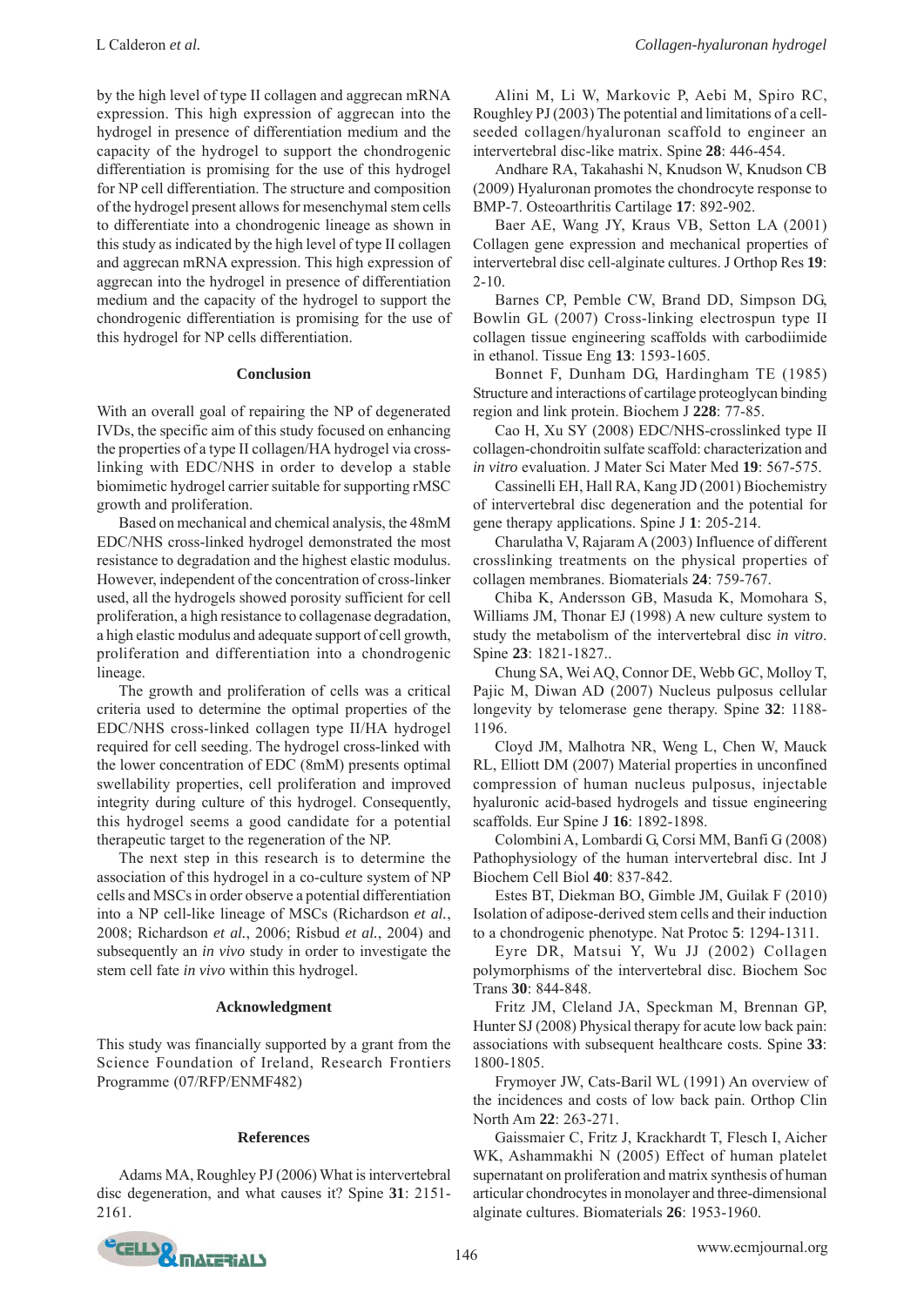by the high level of type II collagen and aggrecan mRNA expression. This high expression of aggrecan into the hydrogel in presence of differentiation medium and the capacity of the hydrogel to support the chondrogenic differentiation is promising for the use of this hydrogel for NP cell differentiation. The structure and composition of the hydrogel present allows for mesenchymal stem cells to differentiate into a chondrogenic lineage as shown in this study as indicated by the high level of type II collagen and aggrecan mRNA expression. This high expression of aggrecan into the hydrogel in presence of differentiation medium and the capacity of the hydrogel to support the chondrogenic differentiation is promising for the use of this hydrogel for NP cells differentiation.

## Conclusion

With an overall goal of repairing the NP of degenerated IVDs, the specific aim of this study focused on enhancing the properties of a type II collagen/HA hydrogel via cross-linking with EDC/NHS in order to develop a stable biomimetic hydrogel carrier suitable for supporting rMSC growth and proliferation.

Based on mechanical and chemical analysis, the 48mM EDC/NHS cross-linked hydrogel demonstrated the most resistance to degradation and the highest elastic modulus. However, independent of the concentration of cross-linker used, all the hydrogels showed porosity sufficient for cell proliferation, a high resistance to collagenase degradation, a high elastic modulus and adequate support of cell growth, proliferation and differentiation into a chondrogenic lineage.

The growth and proliferation of cells was a critical criteria used to determine the optimal properties of the EDC/NHS cross-linked collagen type II/HA hydrogel required for cell seeding. The hydrogel cross-linked with the lower concentration of EDC (8mM) presents optimal swellability properties, cell proliferation and improved integrity during culture of this hydrogel. Consequently, this hydrogel seems a good candidate for a potential therapeutic target to the regeneration of the NP.

The next step in this research is to determine the association of this hydrogel in a co-culture system of NP cells and MSCs in order observe a potential differentiation into a NP cell-like lineage of MSCs (Richardson *et al.*, 2008; Richardson *et al.*, 2006; Risbud *et al.*, 2004) and subsequently an *in vivo* study in order to investigate the stem cell fate *in vivo* within this hydrogel.

## Acknowledgment

This study was financially supported by a grant from the Science Foundation of Ireland, Research Frontiers Programme (07/RFP/ENMF482)

## References

Adams MA, Roughley PJ (2006) What is intervertebral disc degeneration, and what causes it? Spine **31**: 2151-2161.

Alini M, Li W, Markovic P, Aebi M, Spiro RC, Roughley PJ (2003) The potential and limitations of a cell-seeded collagen/hyaluronan scaffold to engineer an intervertebral disc-like matrix. Spine **28**: 446-454.

Andhare RA, Takahashi N, Knudson W, Knudson CB (2009) Hyaluronan promotes the chondrocyte response to BMP-7. Osteoarthritis Cartilage **17**: 892-902.

Baer AE, Wang JY, Kraus VB, Setton LA (2001) Collagen gene expression and mechanical properties of intervertebral disc cell-alginate cultures. J Orthop Res **19**: 2-10.

Barnes CP, Pemble CW, Brand DD, Simpson DG, Bowlin GL (2007) Cross-linking electrospun type II collagen tissue engineering scaffolds with carbodiimide in ethanol. Tissue Eng **13**: 1593-1605.

Bonnet F, Dunham DG, Hardingham TE (1985) Structure and interactions of cartilage proteoglycan binding region and link protein. Biochem J **228**: 77-85.

Cao H, Xu SY (2008) EDC/NHS-crosslinked type II collagen-chondroitin sulfate scaffold: characterization and *in vitro* evaluation. J Mater Sci Mater Med **19**: 567-575.

Cassinelli EH, Hall RA, Kang JD (2001) Biochemistry of intervertebral disc degeneration and the potential for gene therapy applications. Spine J **1**: 205-214.

Charulatha V, Rajaram A (2003) Influence of different crosslinking treatments on the physical properties of collagen membranes. Biomaterials **24**: 759-767.

Chiba K, Andersson GB, Masuda K, Momohara S, Williams JM, Thonar EJ (1998) A new culture system to study the metabolism of the intervertebral disc *in vitro*. Spine **23**: 1821-1827..

Chung SA, Wei AQ, Connor DE, Webb GC, Molloy T, Pajic M, Diwan AD (2007) Nucleus pulposus cellular longevity by telomerase gene therapy. Spine **32**: 1188-1196.

Cloyd JM, Malhotra NR, Weng L, Chen W, Mauck RL, Elliott DM (2007) Material properties in unconfined compression of human nucleus pulposus, injectable hyaluronic acid-based hydrogels and tissue engineering scaffolds. Eur Spine J **16**: 1892-1898.

Colombini A, Lombardi G, Corsi MM, Banfi G (2008) Pathophysiology of the human intervertebral disc. Int J Biochem Cell Biol **40**: 837-842.

Estes BT, Diekman BO, Gimble JM, Guilak F (2010) Isolation of adipose-derived stem cells and their induction to a chondrogenic phenotype. Nat Protoc **5**: 1294-1311.

Eyre DR, Matsui Y, Wu JJ (2002) Collagen polymorphisms of the intervertebral disc. Biochem Soc Trans **30**: 844-848.

Fritz JM, Cleland JA, Speckman M, Brennan GP, Hunter SJ (2008) Physical therapy for acute low back pain: associations with subsequent healthcare costs. Spine **33**: 1800-1805.

Frymoyer JW, Cats-Baril WL (1991) An overview of the incidences and costs of low back pain. Orthop Clin North Am **22**: 263-271.

Gaissmaier C, Fritz J, Krackhardt T, Flesch I, Aicher WK, Ashammakhi N (2005) Effect of human platelet supernatant on proliferation and matrix synthesis of human articular chondrocytes in monolayer and three-dimensional alginate cultures. Biomaterials **26**: 1953-1960.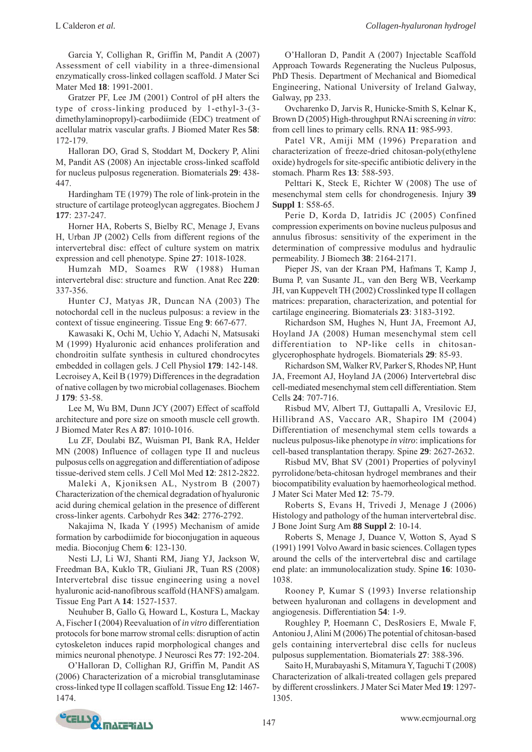Garcia Y, Collighan R, Griffin M, Pandit A (2007) Assessment of cell viability in a three-dimensional enzymatically cross-linked collagen scaffold. J Mater Sci Mater Med **18**: 1991-2001.

Gratzer PF, Lee JM (2001) Control of pH alters the type of cross-linking produced by 1-ethyl-3-(3-dimethylaminopropyl)-carbodiimide (EDC) treatment of acellular matrix vascular grafts. J Biomed Mater Res **58**: 172-179.

Halloran DO, Grad S, Stoddart M, Dockery P, Alini M, Pandit AS (2008) An injectable cross-linked scaffold for nucleus pulposus regeneration. Biomaterials **29**: 438-447.

Hardingham TE (1979) The role of link-protein in the structure of cartilage proteoglycan aggregates. Biochem J **177**: 237-247.

Horner HA, Roberts S, Bielby RC, Menage J, Evans H, Urban JP (2002) Cells from different regions of the intervertebral disc: effect of culture system on matrix expression and cell phenotype. Spine **27**: 1018-1028.

Humzah MD, Soames RW (1988) Human intervertebral disc: structure and function. Anat Rec **220**: 337-356.

Hunter CJ, Matyas JR, Duncan NA (2003) The notochordal cell in the nucleus pulposus: a review in the context of tissue engineering. Tissue Eng **9**: 667-677.

Kawasaki K, Ochi M, Uchio Y, Adachi N, Matsusaki M (1999) Hyaluronic acid enhances proliferation and chondroitin sulfate synthesis in cultured chondrocytes embedded in collagen gels. J Cell Physiol **179**: 142-148.

Lecroisey A, Keil B (1979) Differences in the degradation of native collagen by two microbial collagenases. Biochem J **179**: 53-58.

Lee M, Wu BM, Dunn JCY (2007) Effect of scaffold architecture and pore size on smooth muscle cell growth. J Biomed Mater Res A **87**: 1010-1016.

Lu ZF, Doulabi BZ, Wuisman PI, Bank RA, Helder MN (2008) Influence of collagen type II and nucleus pulposus cells on aggregation and differentiation of adipose tissue-derived stem cells. J Cell Mol Med **12**: 2812-2822.

Maleki A, Kjoniksen AL, Nystrom B (2007) Characterization of the chemical degradation of hyaluronic acid during chemical gelation in the presence of different cross-linker agents. Carbohydr Res **342**: 2776-2792.

Nakajima N, Ikada Y (1995) Mechanism of amide formation by carbodiimide for bioconjugation in aqueous media. Bioconjug Chem **6**: 123-130.

Nesti LJ, Li WJ, Shanti RM, Jiang YJ, Jackson W, Freedman BA, Kuklo TR, Giuliani JR, Tuan RS (2008) Intervertebral disc tissue engineering using a novel hyaluronic acid-nanofibrous scaffold (HANFS) amalgam. Tissue Eng Part A **14**: 1527-1537.

Neuhuber B, Gallo G, Howard L, Kostura L, Mackay A, Fischer I (2004) Reevaluation of *in vitro* differentiation protocols for bone marrow stromal cells: disruption of actin cytoskeleton induces rapid morphological changes and mimics neuronal phenotype. J Neurosci Res **77**: 192-204.

O'Halloran D, Collighan RJ, Griffin M, Pandit AS (2006) Characterization of a microbial transglutaminase cross-linked type II collagen scaffold. Tissue Eng **12**: 1467-1474.

O'Halloran D, Pandit A (2007) Injectable Scaffold Approach Towards Regenerating the Nucleus Pulposus, PhD Thesis. Department of Mechanical and Biomedical Engineering, National University of Ireland Galway, Galway, pp 233.

Ovcharenko D, Jarvis R, Hunicke-Smith S, Kelnar K, Brown D (2005) High-throughput RNAi screening *in vitro*: from cell lines to primary cells. RNA **11**: 985-993.

Patel VR, Amiji MM (1996) Preparation and characterization of freeze-dried chitosan-poly(ethylene oxide) hydrogels for site-specific antibiotic delivery in the stomach. Pharm Res **13**: 588-593.

Pelttari K, Steck E, Richter W (2008) The use of mesenchymal stem cells for chondrogenesis. Injury **39 Suppl 1**: S58-65.

Perie D, Korda D, Iatridis JC (2005) Confined compression experiments on bovine nucleus pulposus and annulus fibrosus: sensitivity of the experiment in the determination of compressive modulus and hydraulic permeability. J Biomech **38**: 2164-2171.

Pieper JS, van der Kraan PM, Hafmans T, Kamp J, Buma P, van Susante JL, van den Berg WB, Veerkamp JH, van Kuppevelt TH (2002) Crosslinked type II collagen matrices: preparation, characterization, and potential for cartilage engineering. Biomaterials **23**: 3183-3192.

Richardson SM, Hughes N, Hunt JA, Freemont AJ, Hoyland JA (2008) Human mesenchymal stem cell differentiation to NP-like cells in chitosan-glycerophosphate hydrogels. Biomaterials **29**: 85-93.

Richardson SM, Walker RV, Parker S, Rhodes NP, Hunt JA, Freemont AJ, Hoyland JA (2006) Intervertebral disc cell-mediated mesenchymal stem cell differentiation. Stem Cells **24**: 707-716.

Risbud MV, Albert TJ, Guttapalli A, Vresilovic EJ, Hillibrand AS, Vaccaro AR, Shapiro IM (2004) Differentiation of mesenchymal stem cells towards a nucleus pulposus-like phenotype *in vitro*: implications for cell-based transplantation therapy. Spine **29**: 2627-2632.

Risbud MV, Bhat SV (2001) Properties of polyvinyl pyrrolidone/beta-chitosan hydrogel membranes and their biocompatibility evaluation by haemorheological method. J Mater Sci Mater Med **12**: 75-79.

Roberts S, Evans H, Trivedi J, Menage J (2006) Histology and pathology of the human intervertebral disc. J Bone Joint Surg Am **88 Suppl 2**: 10-14.

Roberts S, Menage J, Duance V, Wotton S, Ayad S (1991) 1991 Volvo Award in basic sciences. Collagen types around the cells of the intervertebral disc and cartilage end plate: an immunolocalization study. Spine **16**: 1030-1038.

Rooney P, Kumar S (1993) Inverse relationship between hyaluronan and collagens in development and angiogenesis. Differentiation **54**: 1-9.

Roughley P, Hoemann C, DesRosiers E, Mwale F, Antoniou J, Alini M (2006) The potential of chitosan-based gels containing intervertebral disc cells for nucleus pulposus supplementation. Biomaterials **27**: 388-396.

Saito H, Murabayashi S, Mitamura Y, Taguchi T (2008) Characterization of alkali-treated collagen gels prepared by different crosslinkers. J Mater Sci Mater Med **19**: 1297-1305.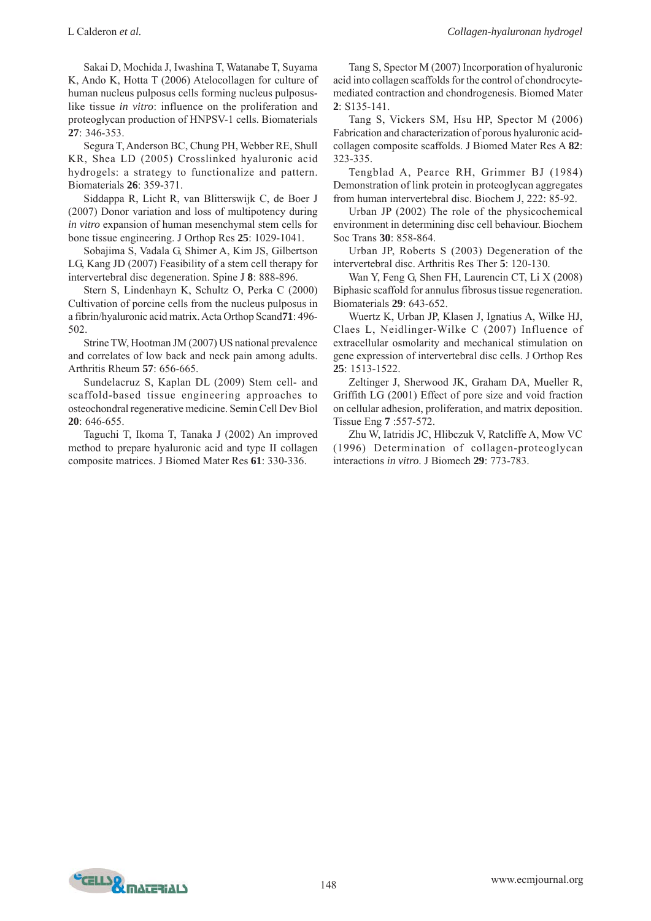Sakai D, Mochida J, Iwashina T, Watanabe T, Suyama K, Ando K, Hotta T (2006) Atelocollagen for culture of human nucleus pulposus cells forming nucleus pulposus-like tissue *in vitro*: influence on the proliferation and proteoglycan production of HNPSV-1 cells. Biomaterials **27**: 346-353.

Segura T, Anderson BC, Chung PH, Webber RE, Shull KR, Shea LD (2005) Crosslinked hyaluronic acid hydrogels: a strategy to functionalize and pattern. Biomaterials **26**: 359-371.

Siddappa R, Licht R, van Blitterswijk C, de Boer J (2007) Donor variation and loss of multipotency during *in vitro* expansion of human mesenchymal stem cells for bone tissue engineering. J Orthop Res **25**: 1029-1041.

Sobajima S, Vadala G, Shimer A, Kim JS, Gilbertson LG, Kang JD (2007) Feasibility of a stem cell therapy for intervertebral disc degeneration. Spine J **8**: 888-896.

Stern S, Lindenhayn K, Schultz O, Perka C (2000) Cultivation of porcine cells from the nucleus pulposus in a fibrin/hyaluronic acid matrix. Acta Orthop Scand**71**: 496-502.

Strine TW, Hootman JM (2007) US national prevalence and correlates of low back and neck pain among adults. Arthritis Rheum **57**: 656-665.

Sundelacruz S, Kaplan DL (2009) Stem cell- and scaffold-based tissue engineering approaches to osteochondral regenerative medicine. Semin Cell Dev Biol **20**: 646-655.

Taguchi T, Ikoma T, Tanaka J (2002) An improved method to prepare hyaluronic acid and type II collagen composite matrices. J Biomed Mater Res **61**: 330-336.

Tang S, Spector M (2007) Incorporation of hyaluronic acid into collagen scaffolds for the control of chondrocyte-mediated contraction and chondrogenesis. Biomed Mater **2**: S135-141.

Tang S, Vickers SM, Hsu HP, Spector M (2006) Fabrication and characterization of porous hyaluronic acid-collagen composite scaffolds. J Biomed Mater Res A **82**: 323-335.

Tengblad A, Pearce RH, Grimmer BJ (1984) Demonstration of link protein in proteoglycan aggregates from human intervertebral disc. Biochem J, 222: 85-92.

Urban JP (2002) The role of the physicochemical environment in determining disc cell behaviour. Biochem Soc Trans **30**: 858-864.

Urban JP, Roberts S (2003) Degeneration of the intervertebral disc. Arthritis Res Ther **5**: 120-130.

Wan Y, Feng G, Shen FH, Laurencin CT, Li X (2008) Biphasic scaffold for annulus fibrosus tissue regeneration. Biomaterials **29**: 643-652.

Wuertz K, Urban JP, Klasen J, Ignatius A, Wilke HJ, Claes L, Neidlinger-Wilke C (2007) Influence of extracellular osmolarity and mechanical stimulation on gene expression of intervertebral disc cells. J Orthop Res **25**: 1513-1522.

Zeltinger J, Sherwood JK, Graham DA, Mueller R, Griffith LG (2001) Effect of pore size and void fraction on cellular adhesion, proliferation, and matrix deposition. Tissue Eng **7** :557-572.

Zhu W, Iatridis JC, Hlibczuk V, Ratcliffe A, Mow VC (1996) Determination of collagen-proteoglycan interactions *in vitro*. J Biomech **29**: 773-783.